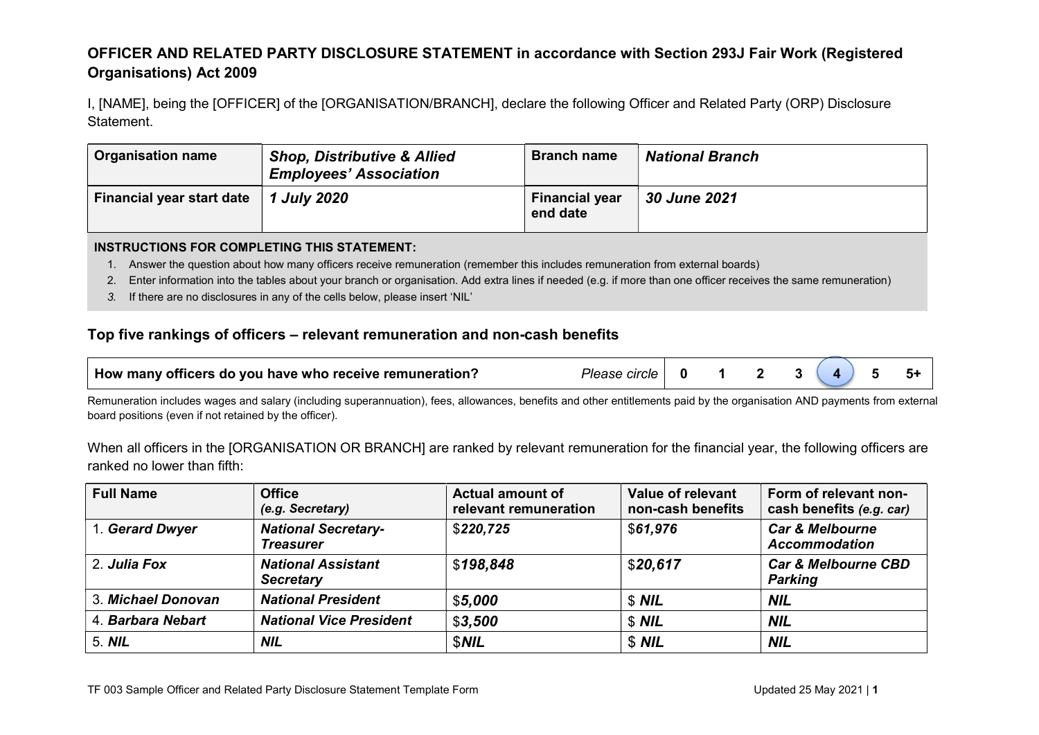## OFFICER AND RELATED PARTY DISCLOSURE STATEMENT in accordance with Section 293J Fair Work (Registered Organisations) Act 2009

I, [NAME], being the [OFFICER] of the [ORGANISATION/BRANCH], declare the following Officer and Related Party (ORP) Disclosure Statement.

| **Organisation name** | ***Shop, Distributive & Allied Employees' Association*** | **Branch name** | ***National Branch*** |
|---|---|---|---|
| **Financial year start date** | ***1 July 2020*** | **Financial year end date** | ***30 June 2021*** |

**INSTRUCTIONS FOR COMPLETING THIS STATEMENT:**

1. Answer the question about how many officers receive remuneration (remember this includes remuneration from external boards)
2. Enter information into the tables about your branch or organisation. Add extra lines if needed (e.g. if more than one officer receives the same remuneration)
3. *If there are no disclosures in any of the cells below, please insert 'NIL'*

### Top five rankings of officers – relevant remuneration and non-cash benefits

| **How many officers do you have who receive remuneration?** | *Please circle* | **0** | **1** | **2** | **3** | **4** (circled) | **5** | **5+** |
|---|---|---|---|---|---|---|---|---|

Remuneration includes wages and salary (including superannuation), fees, allowances, benefits and other entitlements paid by the organisation AND payments from external board positions (even if not retained by the officer).

When all officers in the [ORGANISATION OR BRANCH] are ranked by relevant remuneration for the financial year, the following officers are ranked no lower than fifth:

| **Full Name** | **Office** *(e.g. Secretary)* | **Actual amount of relevant remuneration** | **Value of relevant non-cash benefits** | **Form of relevant non-cash benefits** *(e.g. car)* |
|---|---|---|---|---|
| 1. ***Gerard Dwyer*** | ***National Secretary-Treasurer*** | $***220,725*** | $***61,976*** | ***Car & Melbourne Accommodation*** |
| 2. ***Julia Fox*** | ***National Assistant Secretary*** | $***198,848*** | $***20,617*** | ***Car & Melbourne CBD Parking*** |
| 3. ***Michael Donovan*** | ***National President*** | $***5,000*** | $ ***NIL*** | ***NIL*** |
| 4. ***Barbara Nebart*** | ***National Vice President*** | $***3,500*** | $ ***NIL*** | ***NIL*** |
| 5. ***NIL*** | ***NIL*** | $***NIL*** | $ ***NIL*** | ***NIL*** |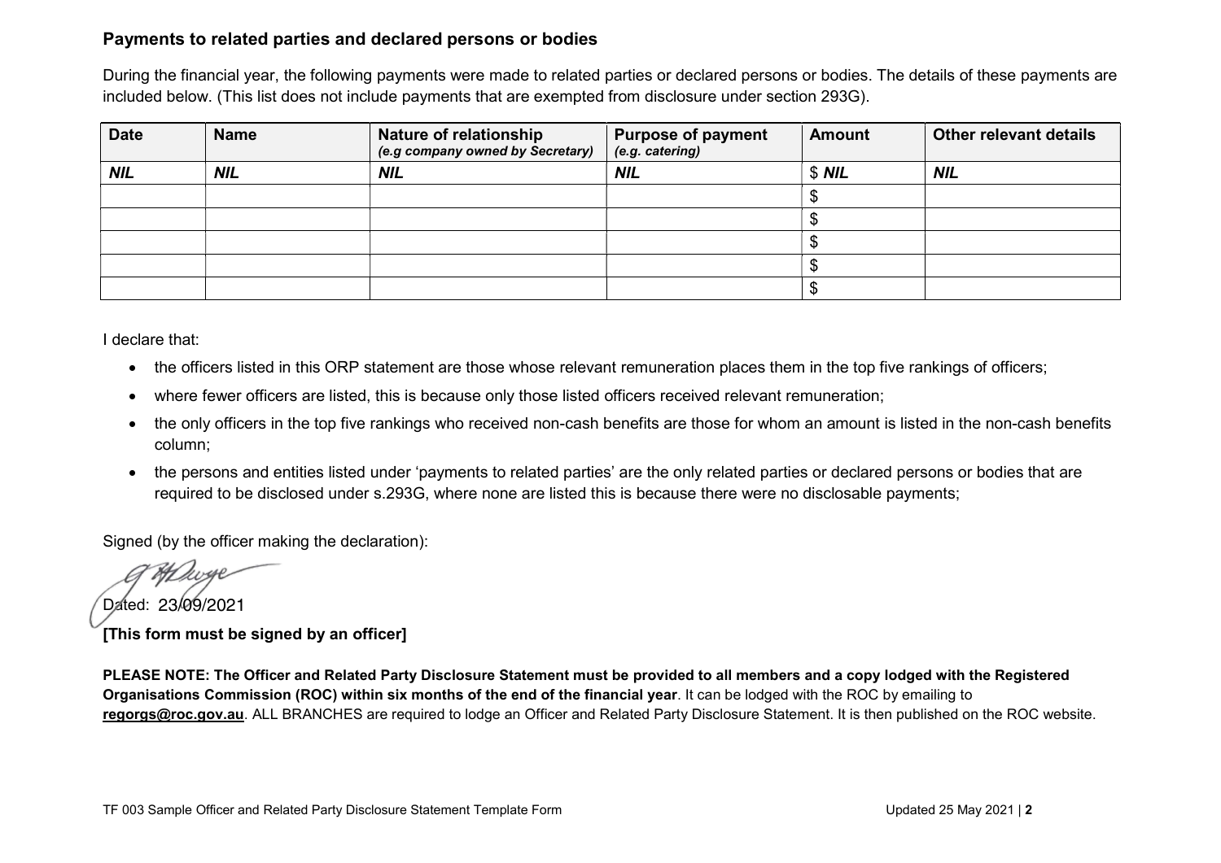### Payments to related parties and declared persons or bodies

During the financial year, the following payments were made to related parties or declared persons or bodies. The details of these payments are included below. (This list does not include payments that are exempted from disclosure under section 293G).

| Date | Name | Nature of relationship *(e.g company owned by Secretary)* | Purpose of payment *(e.g. catering)* | Amount | Other relevant details |
|---|---|---|---|---|---|
| ***NIL*** | ***NIL*** | ***NIL*** | ***NIL*** | $ ***NIL*** | ***NIL*** |
| | | | | $ | |
| | | | | $ | |
| | | | | $ | |
| | | | | $ | |
| | | | | $ | |

I declare that:

- the officers listed in this ORP statement are those whose relevant remuneration places them in the top five rankings of officers;
- where fewer officers are listed, this is because only those listed officers received relevant remuneration;
- the only officers in the top five rankings who received non-cash benefits are those for whom an amount is listed in the non-cash benefits column;
- the persons and entities listed under 'payments to related parties' are the only related parties or declared persons or bodies that are required to be disclosed under s.293G, where none are listed this is because there were no disclosable payments;

Signed (by the officer making the declaration):

Dated: 23/09/2021

**[This form must be signed by an officer]**

**PLEASE NOTE: The Officer and Related Party Disclosure Statement must be provided to all members and a copy lodged with the Registered Organisations Commission (ROC) within six months of the end of the financial year**. It can be lodged with the ROC by emailing to **regorgs@roc.gov.au**. ALL BRANCHES are required to lodge an Officer and Related Party Disclosure Statement. It is then published on the ROC website.

TF 003 Sample Officer and Related Party Disclosure Statement Template Form Updated 25 May 2021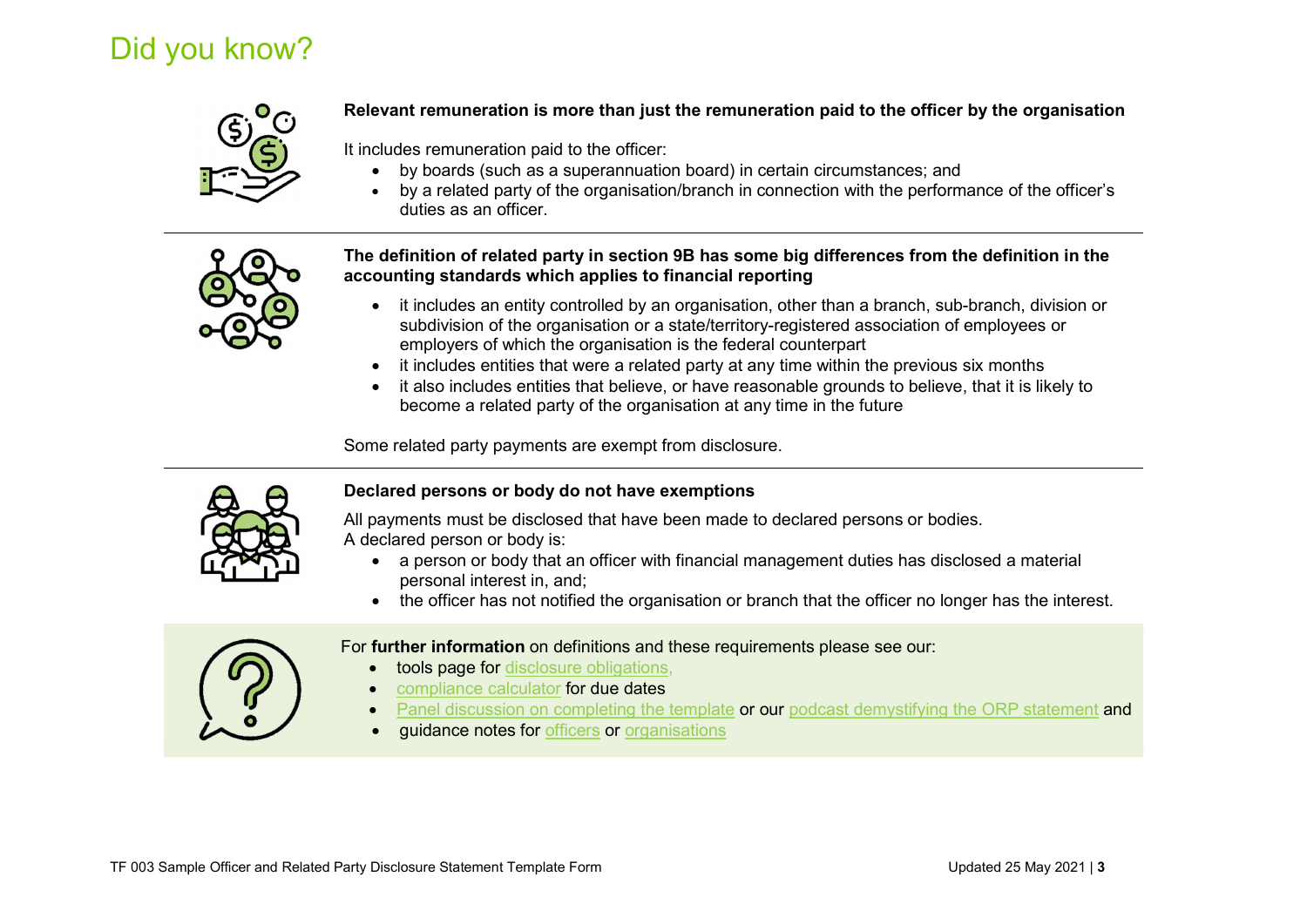# Did you know?

**Relevant remuneration is more than just the remuneration paid to the officer by the organisation**

It includes remuneration paid to the officer:

- by boards (such as a superannuation board) in certain circumstances; and
- by a related party of the organisation/branch in connection with the performance of the officer's duties as an officer.

---

**The definition of related party in section 9B has some big differences from the definition in the accounting standards which applies to financial reporting**

- it includes an entity controlled by an organisation, other than a branch, sub-branch, division or subdivision of the organisation or a state/territory-registered association of employees or employers of which the organisation is the federal counterpart
- it includes entities that were a related party at any time within the previous six months
- it also includes entities that believe, or have reasonable grounds to believe, that it is likely to become a related party of the organisation at any time in the future

Some related party payments are exempt from disclosure.

---

**Declared persons or body do not have exemptions**

All payments must be disclosed that have been made to declared persons or bodies.
A declared person or body is:

- a person or body that an officer with financial management duties has disclosed a material personal interest in, and;
- the officer has not notified the organisation or branch that the officer no longer has the interest.

For **further information** on definitions and these requirements please see our:

- tools page for disclosure obligations,
- compliance calculator for due dates
- Panel discussion on completing the template or our podcast demystifying the ORP statement and
- guidance notes for officers or organisations